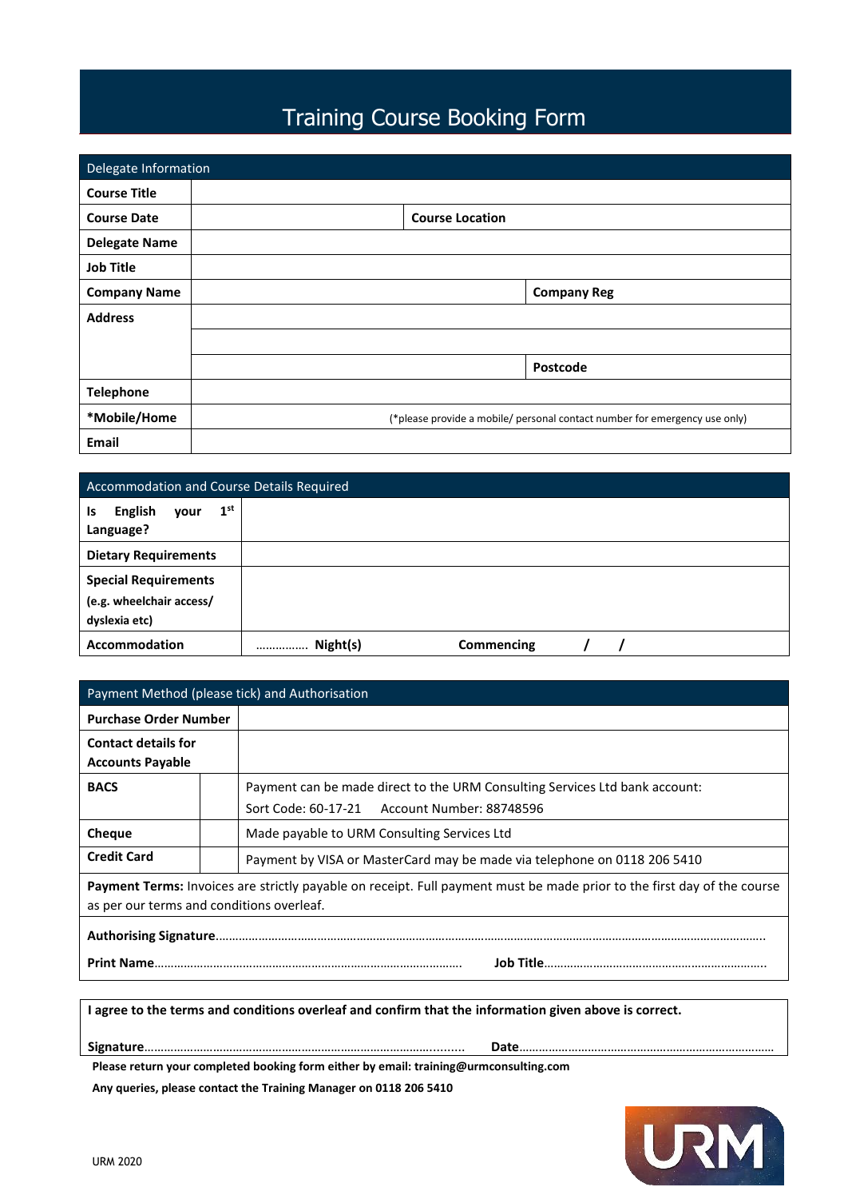# Training Course Booking Form

| Delegate Information | | | |
|---|---|---|---|
| **Course Title** | | | |
| **Course Date** | | **Course Location** | |
| **Delegate Name** | | | |
| **Job Title** | | | |
| **Company Name** | | **Company Reg** | |
| **Address** | | | |
| | | | |
| | | **Postcode** | |
| **Telephone** | | | |
| ***Mobile/Home** | (*please provide a mobile/ personal contact number for emergency use only) | | |
| **Email** | | | |

| Accommodation and Course Details Required | | |
|---|---|---|
| **Is English your 1st Language?** | | |
| **Dietary Requirements** | | |
| **Special Requirements (e.g. wheelchair access/ dyslexia etc)** | | |
| **Accommodation** | ……………. **Night(s)** | **Commencing** / / |

| Payment Method (please tick) and Authorisation | | |
|---|---|---|
| **Purchase Order Number** | | |
| **Contact details for Accounts Payable** | | |
| **BACS** | | Payment can be made direct to the URM Consulting Services Ltd bank account: Sort Code: 60-17-21 Account Number: 88748596 |
| **Cheque** | | Made payable to URM Consulting Services Ltd |
| **Credit Card** | | Payment by VISA or MasterCard may be made via telephone on 0118 206 5410 |

**Payment Terms:** Invoices are strictly payable on receipt. Full payment must be made prior to the first day of the course as per our terms and conditions overleaf.

**Authorising Signature**…………………………………………………………………………………………………………………………………………………

**Print Name**………………………………………………………………………………… **Job Title**…………………………………………………………

**I agree to the terms and conditions overleaf and confirm that the information given above is correct.**

**Signature**…………………………………………………………………………………….. **Date**……………………………………………………………………

**Please return your completed booking form either by email: training@urmconsulting.com**

**Any queries, please contact the Training Manager on 0118 206 5410**

URM 2020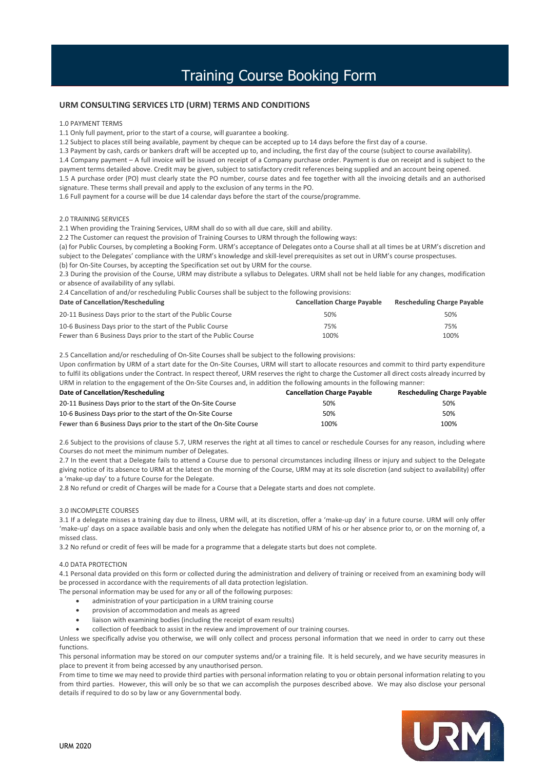# Training Course Booking Form

## URM CONSULTING SERVICES LTD (URM) TERMS AND CONDITIONS

1.0 PAYMENT TERMS

1.1 Only full payment, prior to the start of a course, will guarantee a booking.

1.2 Subject to places still being available, payment by cheque can be accepted up to 14 days before the first day of a course.

1.3 Payment by cash, cards or bankers draft will be accepted up to, and including, the first day of the course (subject to course availability).

1.4 Company payment – A full invoice will be issued on receipt of a Company purchase order. Payment is due on receipt and is subject to the payment terms detailed above. Credit may be given, subject to satisfactory credit references being supplied and an account being opened.

1.5 A purchase order (PO) must clearly state the PO number, course dates and fee together with all the invoicing details and an authorised signature. These terms shall prevail and apply to the exclusion of any terms in the PO.

1.6 Full payment for a course will be due 14 calendar days before the start of the course/programme.

2.0 TRAINING SERVICES

2.1 When providing the Training Services, URM shall do so with all due care, skill and ability.

2.2 The Customer can request the provision of Training Courses to URM through the following ways:

(a) for Public Courses, by completing a Booking Form. URM's acceptance of Delegates onto a Course shall at all times be at URM's discretion and subject to the Delegates' compliance with the URM's knowledge and skill-level prerequisites as set out in URM's course prospectuses.

(b) for On-Site Courses, by accepting the Specification set out by URM for the course.

2.3 During the provision of the Course, URM may distribute a syllabus to Delegates. URM shall not be held liable for any changes, modification or absence of availability of any syllabi.

2.4 Cancellation of and/or rescheduling Public Courses shall be subject to the following provisions:

| Date of Cancellation/Rescheduling | Cancellation Charge Payable | Rescheduling Charge Payable |
|---|---|---|
| 20-11 Business Days prior to the start of the Public Course | 50% | 50% |
| 10-6 Business Days prior to the start of the Public Course | 75% | 75% |
| Fewer than 6 Business Days prior to the start of the Public Course | 100% | 100% |

2.5 Cancellation and/or rescheduling of On-Site Courses shall be subject to the following provisions:

Upon confirmation by URM of a start date for the On-Site Courses, URM will start to allocate resources and commit to third party expenditure to fulfil its obligations under the Contract. In respect thereof, URM reserves the right to charge the Customer all direct costs already incurred by URM in relation to the engagement of the On-Site Courses and, in addition the following amounts in the following manner:

| Date of Cancellation/Rescheduling | Cancellation Charge Payable | Rescheduling Charge Payable |
|---|---|---|
| 20-11 Business Days prior to the start of the On-Site Course | 50% | 50% |
| 10-6 Business Days prior to the start of the On-Site Course | 50% | 50% |
| Fewer than 6 Business Days prior to the start of the On-Site Course | 100% | 100% |

2.6 Subject to the provisions of clause 5.7, URM reserves the right at all times to cancel or reschedule Courses for any reason, including where Courses do not meet the minimum number of Delegates.

2.7 In the event that a Delegate fails to attend a Course due to personal circumstances including illness or injury and subject to the Delegate giving notice of its absence to URM at the latest on the morning of the Course, URM may at its sole discretion (and subject to availability) offer a 'make-up day' to a future Course for the Delegate.

2.8 No refund or credit of Charges will be made for a Course that a Delegate starts and does not complete.

3.0 INCOMPLETE COURSES

3.1 If a delegate misses a training day due to illness, URM will, at its discretion, offer a 'make-up day' in a future course. URM will only offer 'make-up' days on a space available basis and only when the delegate has notified URM of his or her absence prior to, or on the morning of, a missed class.

3.2 No refund or credit of fees will be made for a programme that a delegate starts but does not complete.

4.0 DATA PROTECTION

4.1 Personal data provided on this form or collected during the administration and delivery of training or received from an examining body will be processed in accordance with the requirements of all data protection legislation.

The personal information may be used for any or all of the following purposes:

- administration of your participation in a URM training course
- provision of accommodation and meals as agreed
- liaison with examining bodies (including the receipt of exam results)
- collection of feedback to assist in the review and improvement of our training courses.

Unless we specifically advise you otherwise, we will only collect and process personal information that we need in order to carry out these functions.

This personal information may be stored on our computer systems and/or a training file. It is held securely, and we have security measures in place to prevent it from being accessed by any unauthorised person.

From time to time we may need to provide third parties with personal information relating to you or obtain personal information relating to you from third parties. However, this will only be so that we can accomplish the purposes described above. We may also disclose your personal details if required to do so by law or any Governmental body.

URM 2020